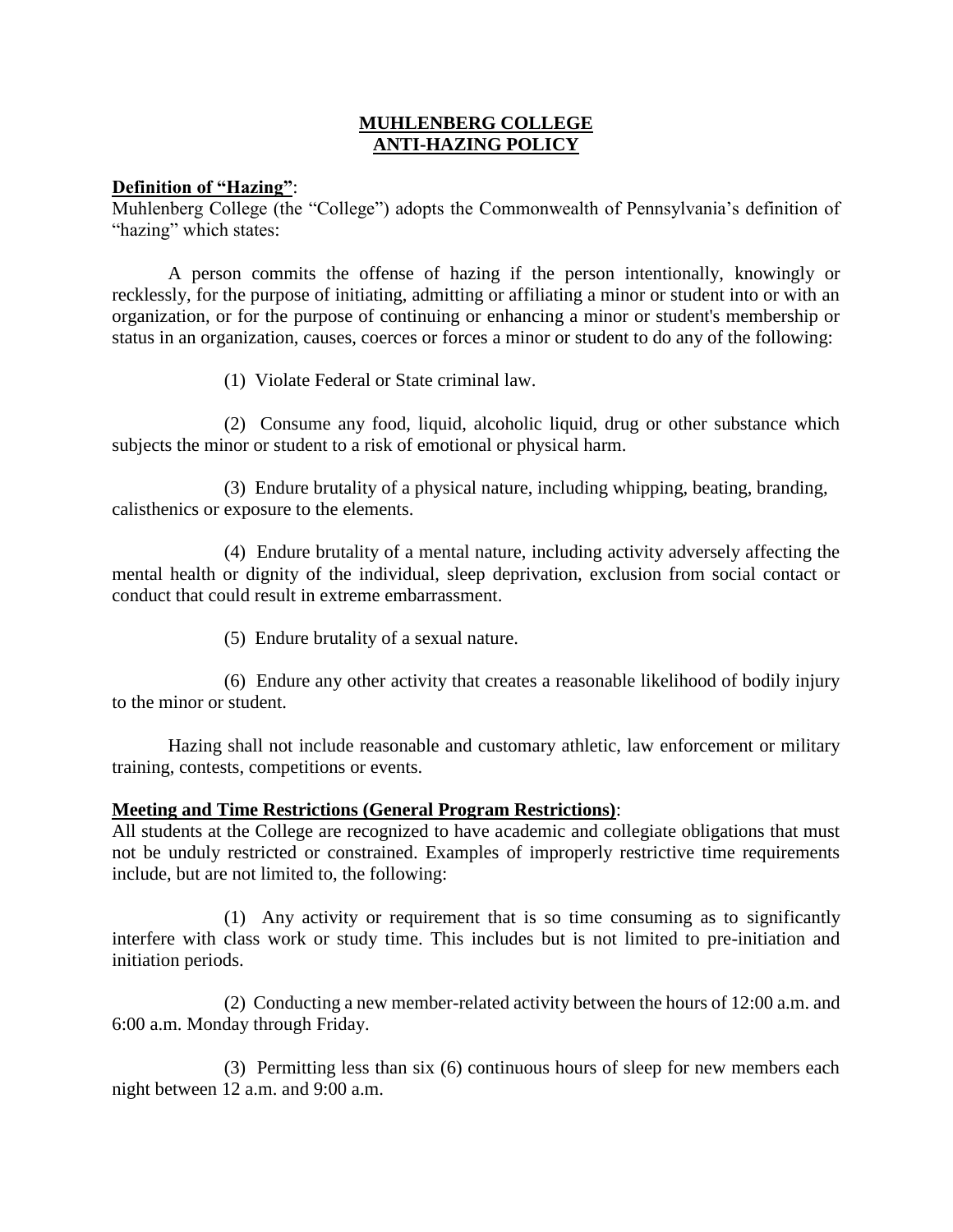# MUHLENBERG COLLEGE
# ANTI-HAZING POLICY

**Definition of "Hazing"**:

Muhlenberg College (the "College") adopts the Commonwealth of Pennsylvania's definition of "hazing" which states:

A person commits the offense of hazing if the person intentionally, knowingly or recklessly, for the purpose of initiating, admitting or affiliating a minor or student into or with an organization, or for the purpose of continuing or enhancing a minor or student's membership or status in an organization, causes, coerces or forces a minor or student to do any of the following:

(1) Violate Federal or State criminal law.

(2) Consume any food, liquid, alcoholic liquid, drug or other substance which subjects the minor or student to a risk of emotional or physical harm.

(3) Endure brutality of a physical nature, including whipping, beating, branding, calisthenics or exposure to the elements.

(4) Endure brutality of a mental nature, including activity adversely affecting the mental health or dignity of the individual, sleep deprivation, exclusion from social contact or conduct that could result in extreme embarrassment.

(5) Endure brutality of a sexual nature.

(6) Endure any other activity that creates a reasonable likelihood of bodily injury to the minor or student.

Hazing shall not include reasonable and customary athletic, law enforcement or military training, contests, competitions or events.

**Meeting and Time Restrictions (General Program Restrictions)**:

All students at the College are recognized to have academic and collegiate obligations that must not be unduly restricted or constrained. Examples of improperly restrictive time requirements include, but are not limited to, the following:

(1) Any activity or requirement that is so time consuming as to significantly interfere with class work or study time. This includes but is not limited to pre-initiation and initiation periods.

(2) Conducting a new member-related activity between the hours of 12:00 a.m. and 6:00 a.m. Monday through Friday.

(3) Permitting less than six (6) continuous hours of sleep for new members each night between 12 a.m. and 9:00 a.m.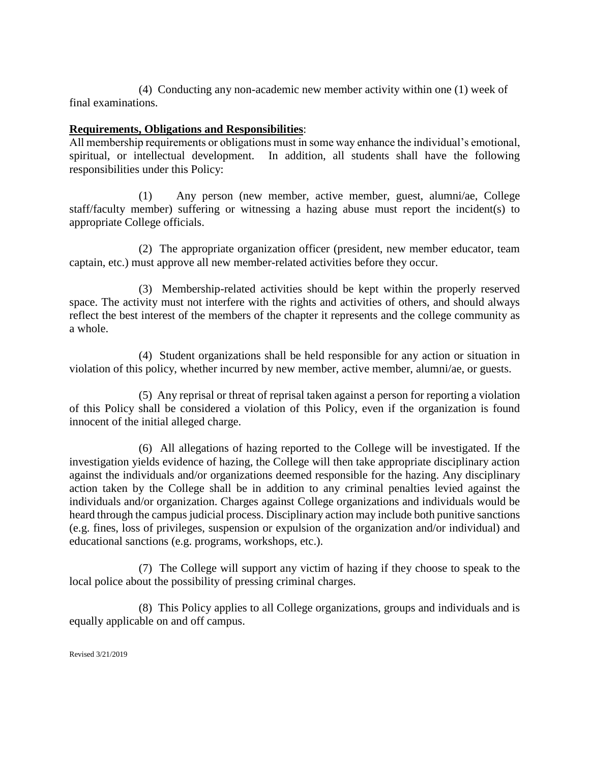(4) Conducting any non-academic new member activity within one (1) week of final examinations.

**Requirements, Obligations and Responsibilities**:

All membership requirements or obligations must in some way enhance the individual's emotional, spiritual, or intellectual development. In addition, all students shall have the following responsibilities under this Policy:

(1) Any person (new member, active member, guest, alumni/ae, College staff/faculty member) suffering or witnessing a hazing abuse must report the incident(s) to appropriate College officials.

(2) The appropriate organization officer (president, new member educator, team captain, etc.) must approve all new member-related activities before they occur.

(3) Membership-related activities should be kept within the properly reserved space. The activity must not interfere with the rights and activities of others, and should always reflect the best interest of the members of the chapter it represents and the college community as a whole.

(4) Student organizations shall be held responsible for any action or situation in violation of this policy, whether incurred by new member, active member, alumni/ae, or guests.

(5) Any reprisal or threat of reprisal taken against a person for reporting a violation of this Policy shall be considered a violation of this Policy, even if the organization is found innocent of the initial alleged charge.

(6) All allegations of hazing reported to the College will be investigated. If the investigation yields evidence of hazing, the College will then take appropriate disciplinary action against the individuals and/or organizations deemed responsible for the hazing. Any disciplinary action taken by the College shall be in addition to any criminal penalties levied against the individuals and/or organization. Charges against College organizations and individuals would be heard through the campus judicial process. Disciplinary action may include both punitive sanctions (e.g. fines, loss of privileges, suspension or expulsion of the organization and/or individual) and educational sanctions (e.g. programs, workshops, etc.).

(7) The College will support any victim of hazing if they choose to speak to the local police about the possibility of pressing criminal charges.

(8) This Policy applies to all College organizations, groups and individuals and is equally applicable on and off campus.

Revised 3/21/2019